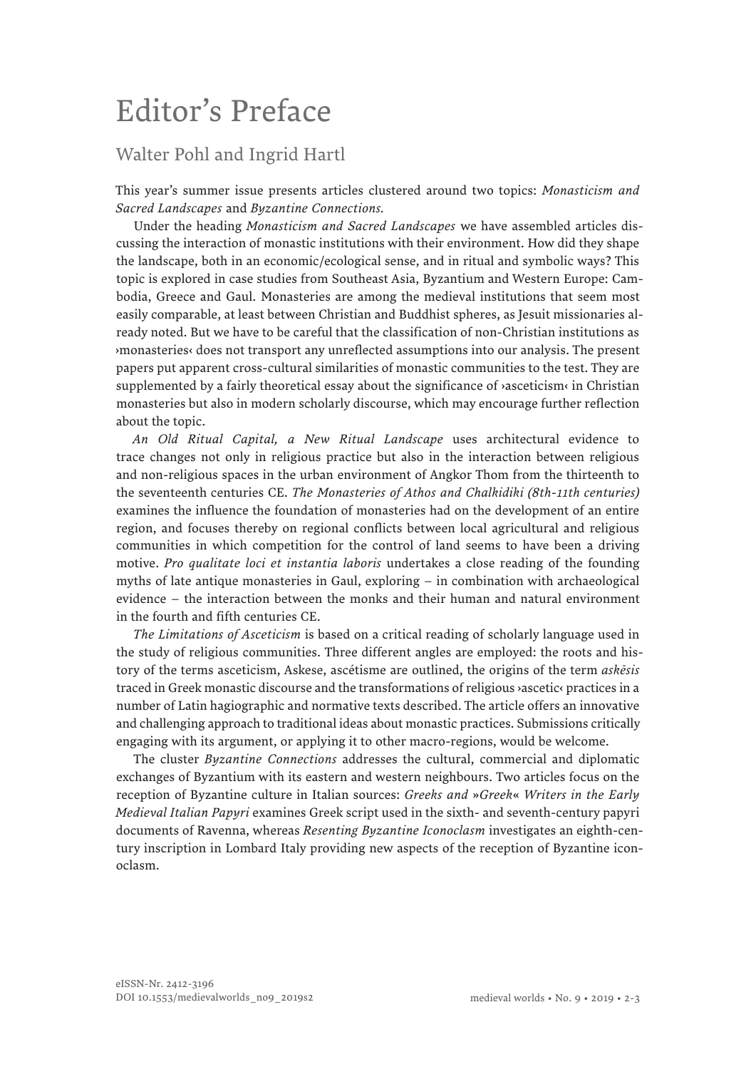# Editor's Preface

## Walter Pohl and Ingrid Hartl

This year's summer issue presents articles clustered around two topics: *Monasticism and Sacred Landscapes* and *Byzantine Connections.*

Under the heading *Monasticism and Sacred Landscapes* we have assembled articles discussing the interaction of monastic institutions with their environment. How did they shape the landscape, both in an economic/ecological sense, and in ritual and symbolic ways? This topic is explored in case studies from Southeast Asia, Byzantium and Western Europe: Cambodia, Greece and Gaul. Monasteries are among the medieval institutions that seem most easily comparable, at least between Christian and Buddhist spheres, as Jesuit missionaries already noted. But we have to be careful that the classification of non-Christian institutions as ›monasteries‹ does not transport any unreflected assumptions into our analysis. The present papers put apparent cross-cultural similarities of monastic communities to the test. They are supplemented by a fairly theoretical essay about the significance of ›asceticism‹ in Christian monasteries but also in modern scholarly discourse, which may encourage further reflection about the topic.

*An Old Ritual Capital, a New Ritual Landscape* uses architectural evidence to trace changes not only in religious practice but also in the interaction between religious and non-religious spaces in the urban environment of Angkor Thom from the thirteenth to the seventeenth centuries CE. *The Monasteries of Athos and Chalkidiki (8th-11th centuries)* examines the influence the foundation of monasteries had on the development of an entire region, and focuses thereby on regional conflicts between local agricultural and religious communities in which competition for the control of land seems to have been a driving motive. *Pro qualitate loci et instantia laboris* undertakes a close reading of the founding myths of late antique monasteries in Gaul, exploring – in combination with archaeological evidence – the interaction between the monks and their human and natural environment in the fourth and fifth centuries CE.

*The Limitations of Asceticism* is based on a critical reading of scholarly language used in the study of religious communities. Three different angles are employed: the roots and history of the terms asceticism, Askese, ascétisme are outlined, the origins of the term *askēsis* traced in Greek monastic discourse and the transformations of religious ›ascetic‹ practices in a number of Latin hagiographic and normative texts described. The article offers an innovative and challenging approach to traditional ideas about monastic practices. Submissions critically engaging with its argument, or applying it to other macro-regions, would be welcome.

The cluster *Byzantine Connections* addresses the cultural, commercial and diplomatic exchanges of Byzantium with its eastern and western neighbours. Two articles focus on the reception of Byzantine culture in Italian sources: *Greeks and »Greek« Writers in the Early Medieval Italian Papyri* examines Greek script used in the sixth- and seventh-century papyri documents of Ravenna, whereas *Resenting Byzantine Iconoclasm* investigates an eighth-century inscription in Lombard Italy providing new aspects of the reception of Byzantine iconoclasm.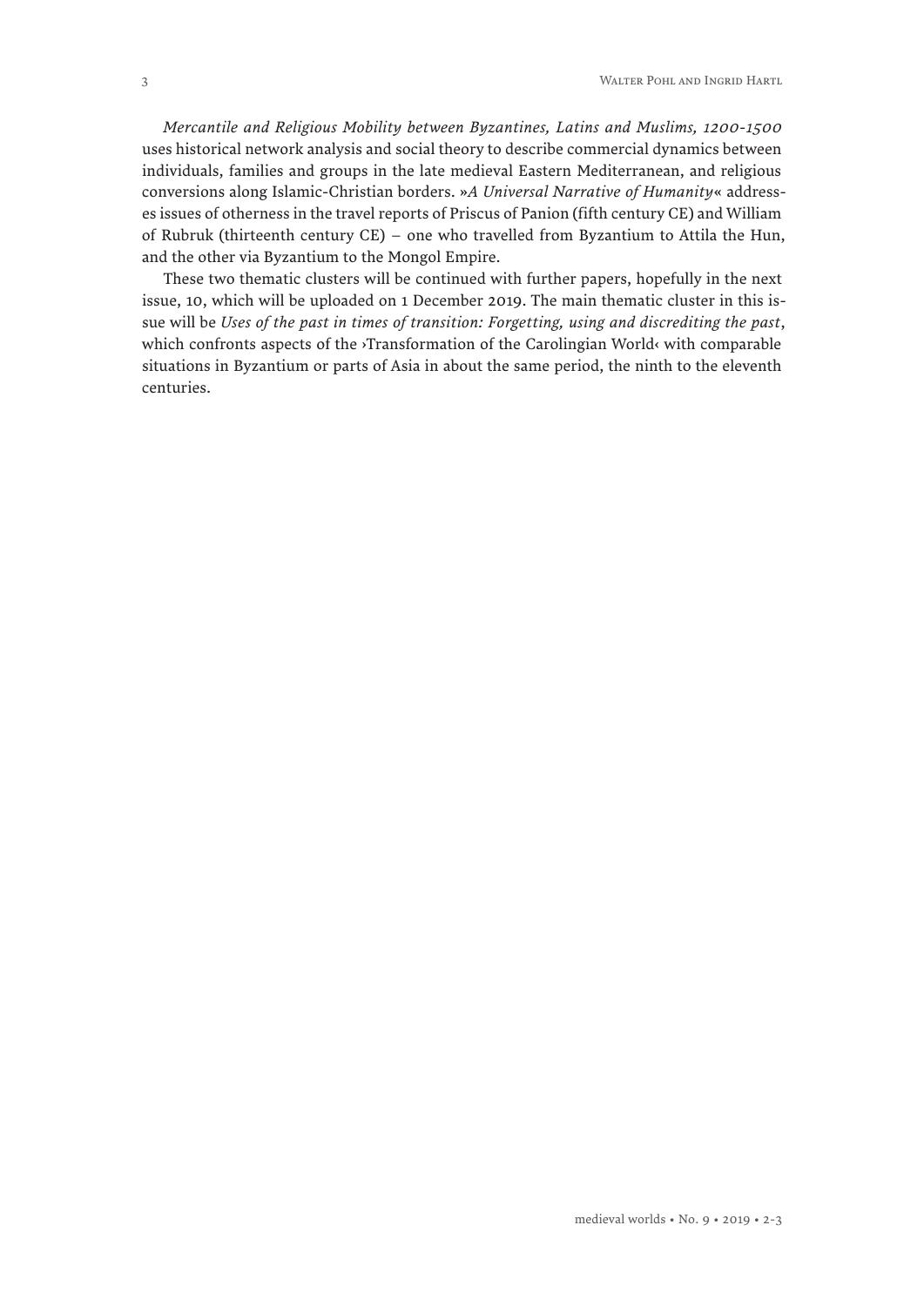*Mercantile and Religious Mobility between Byzantines, Latins and Muslims, 1200-1500* uses historical network analysis and social theory to describe commercial dynamics between individuals, families and groups in the late medieval Eastern Mediterranean, and religious conversions along Islamic-Christian borders. »*A Universal Narrative of Humanity*« addresses issues of otherness in the travel reports of Priscus of Panion (fifth century CE) and William of Rubruk (thirteenth century CE) – one who travelled from Byzantium to Attila the Hun, and the other via Byzantium to the Mongol Empire.

These two thematic clusters will be continued with further papers, hopefully in the next issue, 10, which will be uploaded on 1 December 2019. The main thematic cluster in this issue will be *Uses of the past in times of transition: Forgetting, using and discrediting the past*, which confronts aspects of the ›Transformation of the Carolingian World‹ with comparable situations in Byzantium or parts of Asia in about the same period, the ninth to the eleventh centuries.